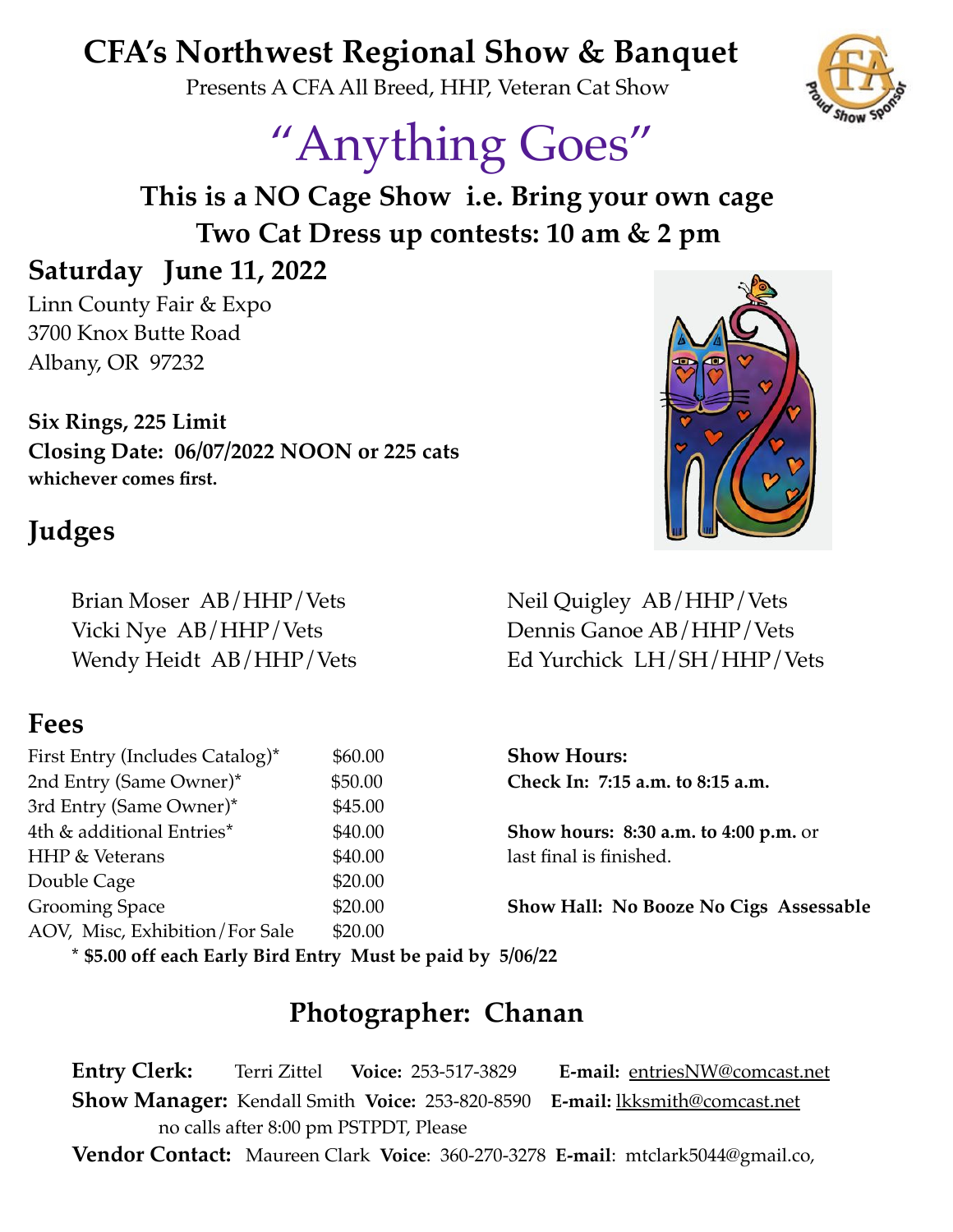# CFA's Northwest Regional Show & Banquet

Presents A CFA All Breed, HHP, Veteran Cat Show

# "Anything Goes"

**This is a NO Cage Show i.e. Bring your own cage**

**Two Cat Dress up contests: 10 am & 2 pm**

## Saturday June 11, 2022

Linn County Fair & Expo
3700 Knox Butte Road
Albany, OR 97232

**Six Rings, 225 Limit**
**Closing Date: 06/07/2022 NOON or 225 cats whichever comes first.**

## Judges

Brian Moser AB/HHP/Vets
Vicki Nye AB/HHP/Vets
Wendy Heidt AB/HHP/Vets
Neil Quigley AB/HHP/Vets
Dennis Ganoe AB/HHP/Vets
Ed Yurchick LH/SH/HHP/Vets

## Fees

| | |
|---|---|
| First Entry (Includes Catalog)* | $60.00 |
| 2nd Entry (Same Owner)* | $50.00 |
| 3rd Entry (Same Owner)* | $45.00 |
| 4th & additional Entries* | $40.00 |
| HHP & Veterans | $40.00 |
| Double Cage | $20.00 |
| Grooming Space | $20.00 |
| AOV, Misc, Exhibition/For Sale | $20.00 |

**\* $5.00 off each Early Bird Entry Must be paid by 5/06/22**

**Show Hours:**
**Check In: 7:15 a.m. to 8:15 a.m.**

**Show hours: 8:30 a.m. to 4:00 p.m.** or last final is finished.

**Show Hall: No Booze No Cigs Assessable**

## Photographer: Chanan

**Entry Clerk:** Terri Zittel **Voice:** 253-517-3829 **E-mail:** entriesNW@comcast.net

**Show Manager:** Kendall Smith **Voice:** 253-820-8590 **E-mail:** lkksmith@comcast.net
no calls after 8:00 pm PSTPDT, Please

**Vendor Contact:** Maureen Clark **Voice**: 360-270-3278 **E-mail**: mtclark5044@gmail.co,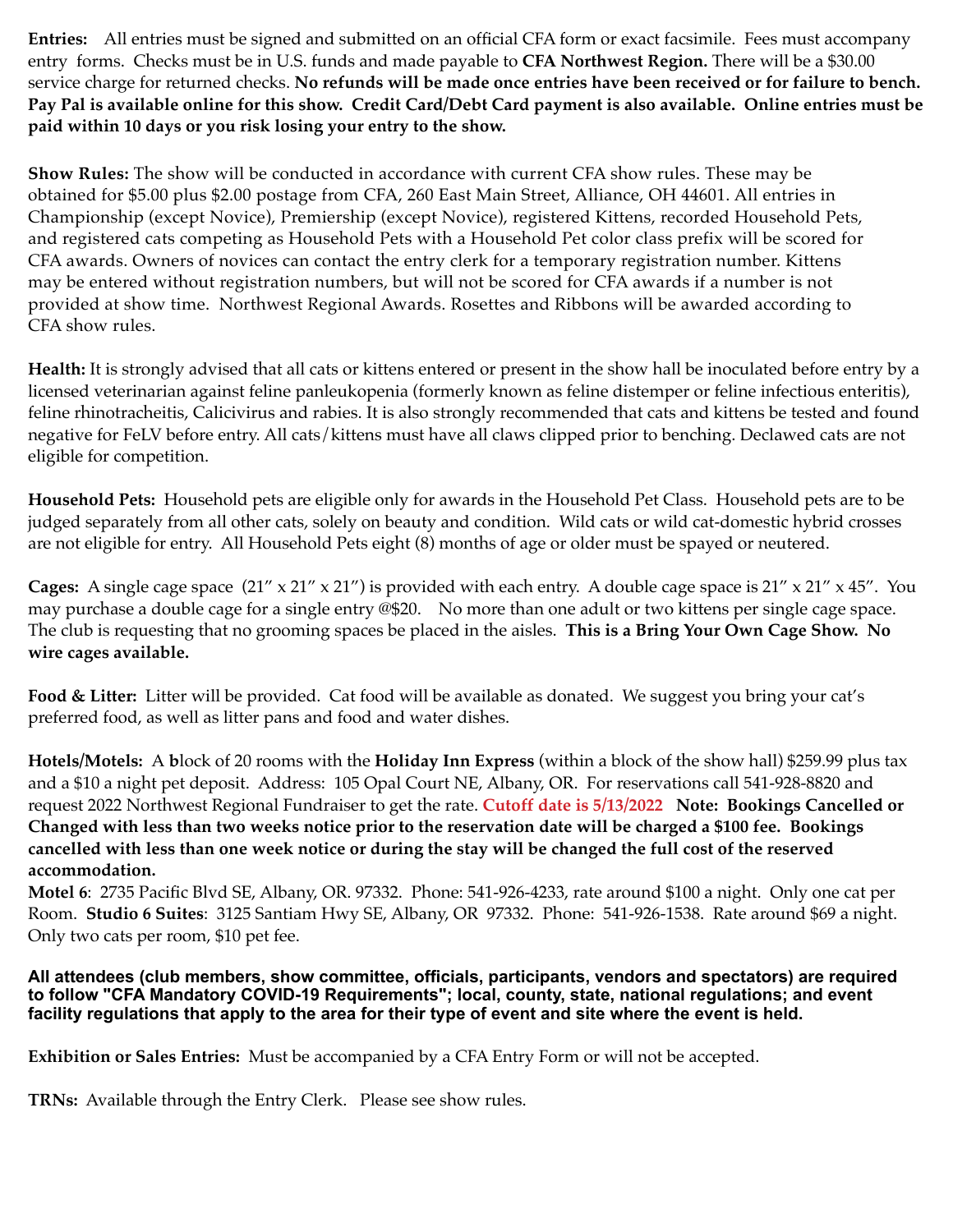**Entries:** All entries must be signed and submitted on an official CFA form or exact facsimile. Fees must accompany entry forms. Checks must be in U.S. funds and made payable to **CFA Northwest Region.** There will be a $30.00 service charge for returned checks. **No refunds will be made once entries have been received or for failure to bench. Pay Pal is available online for this show. Credit Card/Debt Card payment is also available. Online entries must be paid within 10 days or you risk losing your entry to the show.**

**Show Rules:** The show will be conducted in accordance with current CFA show rules. These may be obtained for $5.00 plus $2.00 postage from CFA, 260 East Main Street, Alliance, OH 44601. All entries in Championship (except Novice), Premiership (except Novice), registered Kittens, recorded Household Pets, and registered cats competing as Household Pets with a Household Pet color class prefix will be scored for CFA awards. Owners of novices can contact the entry clerk for a temporary registration number. Kittens may be entered without registration numbers, but will not be scored for CFA awards if a number is not provided at show time. Northwest Regional Awards. Rosettes and Ribbons will be awarded according to CFA show rules.

**Health:** It is strongly advised that all cats or kittens entered or present in the show hall be inoculated before entry by a licensed veterinarian against feline panleukopenia (formerly known as feline distemper or feline infectious enteritis), feline rhinotracheitis, Calicivirus and rabies. It is also strongly recommended that cats and kittens be tested and found negative for FeLV before entry. All cats/kittens must have all claws clipped prior to benching. Declawed cats are not eligible for competition.

**Household Pets:** Household pets are eligible only for awards in the Household Pet Class. Household pets are to be judged separately from all other cats, solely on beauty and condition. Wild cats or wild cat-domestic hybrid crosses are not eligible for entry. All Household Pets eight (8) months of age or older must be spayed or neutered.

**Cages:** A single cage space (21" x 21" x 21") is provided with each entry. A double cage space is 21" x 21" x 45". You may purchase a double cage for a single entry @$20. No more than one adult or two kittens per single cage space. The club is requesting that no grooming spaces be placed in the aisles. **This is a Bring Your Own Cage Show. No wire cages available.**

**Food & Litter:** Litter will be provided. Cat food will be available as donated. We suggest you bring your cat's preferred food, as well as litter pans and food and water dishes.

**Hotels/Motels:** A **b**lock of 20 rooms with the **Holiday Inn Express** (within a block of the show hall) $259.99 plus tax and a $10 a night pet deposit. Address: 105 Opal Court NE, Albany, OR. For reservations call 541-928-8820 and request 2022 Northwest Regional Fundraiser to get the rate. **Cutoff date is 5/13/2022** **Note: Bookings Cancelled or Changed with less than two weeks notice prior to the reservation date will be charged a $100 fee. Bookings cancelled with less than one week notice or during the stay will be changed the full cost of the reserved accommodation.**

**Motel 6**: 2735 Pacific Blvd SE, Albany, OR. 97332. Phone: 541-926-4233, rate around $100 a night. Only one cat per Room. **Studio 6 Suites**: 3125 Santiam Hwy SE, Albany, OR 97332. Phone: 541-926-1538. Rate around $69 a night. Only two cats per room, $10 pet fee.

**All attendees (club members, show committee, officials, participants, vendors and spectators) are required to follow "CFA Mandatory COVID-19 Requirements"; local, county, state, national regulations; and event facility regulations that apply to the area for their type of event and site where the event is held.**

**Exhibition or Sales Entries:** Must be accompanied by a CFA Entry Form or will not be accepted.

**TRNs:** Available through the Entry Clerk. Please see show rules.